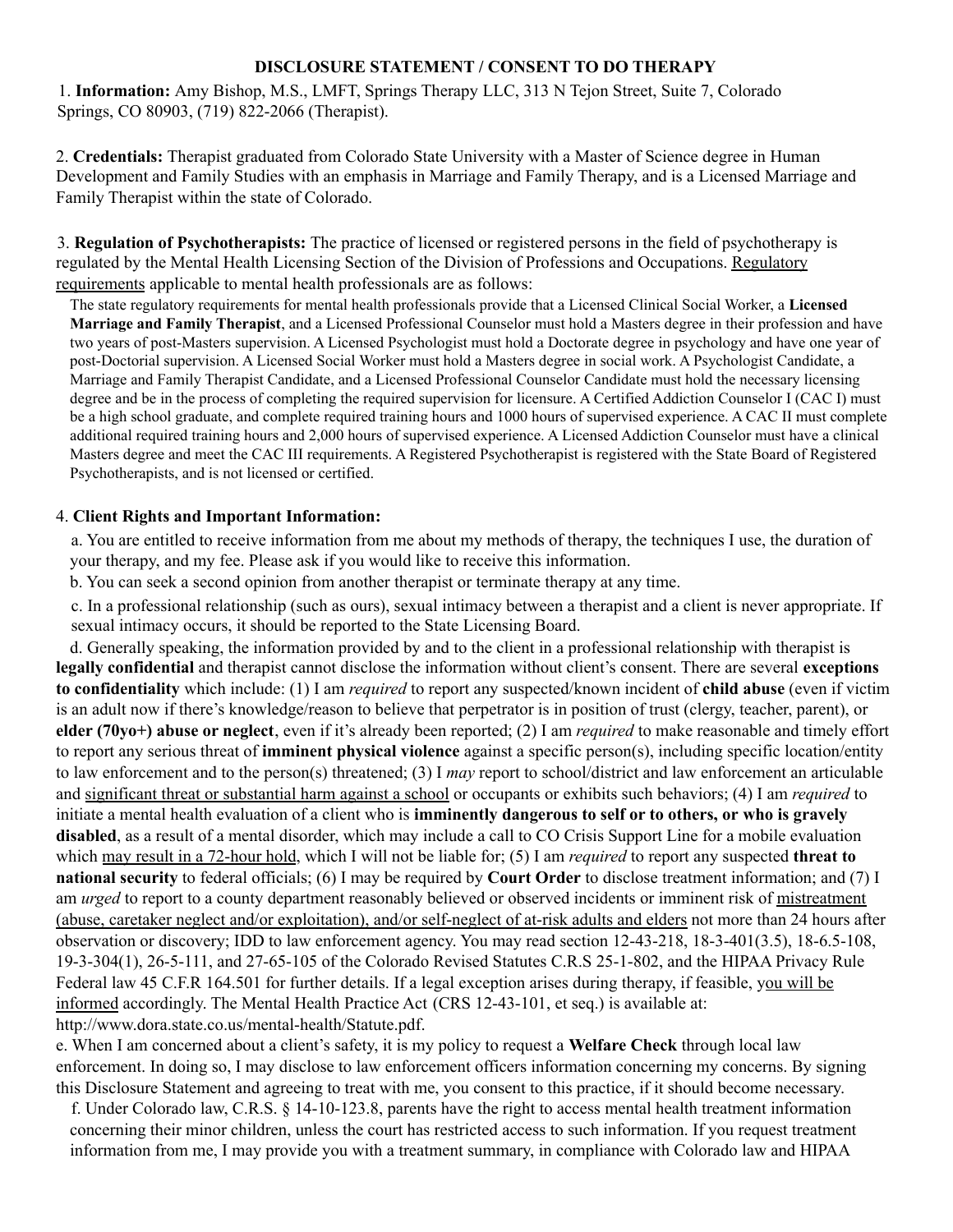## DISCLOSURE STATEMENT / CONSENT TO DO THERAPY

1. **Information:** Amy Bishop, M.S., LMFT, Springs Therapy LLC, 313 N Tejon Street, Suite 7, Colorado Springs, CO 80903, (719) 822-2066 (Therapist).

2. **Credentials:** Therapist graduated from Colorado State University with a Master of Science degree in Human Development and Family Studies with an emphasis in Marriage and Family Therapy, and is a Licensed Marriage and Family Therapist within the state of Colorado.

3. **Regulation of Psychotherapists:** The practice of licensed or registered persons in the field of psychotherapy is regulated by the Mental Health Licensing Section of the Division of Professions and Occupations. Regulatory requirements applicable to mental health professionals are as follows:

The state regulatory requirements for mental health professionals provide that a Licensed Clinical Social Worker, a **Licensed Marriage and Family Therapist**, and a Licensed Professional Counselor must hold a Masters degree in their profession and have two years of post-Masters supervision. A Licensed Psychologist must hold a Doctorate degree in psychology and have one year of post-Doctorial supervision. A Licensed Social Worker must hold a Masters degree in social work. A Psychologist Candidate, a Marriage and Family Therapist Candidate, and a Licensed Professional Counselor Candidate must hold the necessary licensing degree and be in the process of completing the required supervision for licensure. A Certified Addiction Counselor I (CAC I) must be a high school graduate, and complete required training hours and 1000 hours of supervised experience. A CAC II must complete additional required training hours and 2,000 hours of supervised experience. A Licensed Addiction Counselor must have a clinical Masters degree and meet the CAC III requirements. A Registered Psychotherapist is registered with the State Board of Registered Psychotherapists, and is not licensed or certified.

4. **Client Rights and Important Information:**

a. You are entitled to receive information from me about my methods of therapy, the techniques I use, the duration of your therapy, and my fee. Please ask if you would like to receive this information.

b. You can seek a second opinion from another therapist or terminate therapy at any time.

c. In a professional relationship (such as ours), sexual intimacy between a therapist and a client is never appropriate. If sexual intimacy occurs, it should be reported to the State Licensing Board.

d. Generally speaking, the information provided by and to the client in a professional relationship with therapist is **legally confidential** and therapist cannot disclose the information without client's consent. There are several **exceptions to confidentiality** which include: (1) I am *required* to report any suspected/known incident of **child abuse** (even if victim is an adult now if there's knowledge/reason to believe that perpetrator is in position of trust (clergy, teacher, parent), or **elder (70yo+) abuse or neglect**, even if it's already been reported; (2) I am *required* to make reasonable and timely effort to report any serious threat of **imminent physical violence** against a specific person(s), including specific location/entity to law enforcement and to the person(s) threatened; (3) I *may* report to school/district and law enforcement an articulable and significant threat or substantial harm against a school or occupants or exhibits such behaviors; (4) I am *required* to initiate a mental health evaluation of a client who is **imminently dangerous to self or to others, or who is gravely disabled**, as a result of a mental disorder, which may include a call to CO Crisis Support Line for a mobile evaluation which may result in a 72-hour hold, which I will not be liable for; (5) I am *required* to report any suspected **threat to national security** to federal officials; (6) I may be required by **Court Order** to disclose treatment information; and (7) I am *urged* to report to a county department reasonably believed or observed incidents or imminent risk of mistreatment (abuse, caretaker neglect and/or exploitation), and/or self-neglect of at-risk adults and elders not more than 24 hours after observation or discovery; IDD to law enforcement agency. You may read section 12-43-218, 18-3-401(3.5), 18-6.5-108, 19-3-304(1), 26-5-111, and 27-65-105 of the Colorado Revised Statutes C.R.S 25-1-802, and the HIPAA Privacy Rule Federal law 45 C.F.R 164.501 for further details. If a legal exception arises during therapy, if feasible, you will be informed accordingly. The Mental Health Practice Act (CRS 12-43-101, et seq.) is available at: http://www.dora.state.co.us/mental-health/Statute.pdf.

e. When I am concerned about a client's safety, it is my policy to request a **Welfare Check** through local law enforcement. In doing so, I may disclose to law enforcement officers information concerning my concerns. By signing this Disclosure Statement and agreeing to treat with me, you consent to this practice, if it should become necessary.

f. Under Colorado law, C.R.S. § 14-10-123.8, parents have the right to access mental health treatment information concerning their minor children, unless the court has restricted access to such information. If you request treatment information from me, I may provide you with a treatment summary, in compliance with Colorado law and HIPAA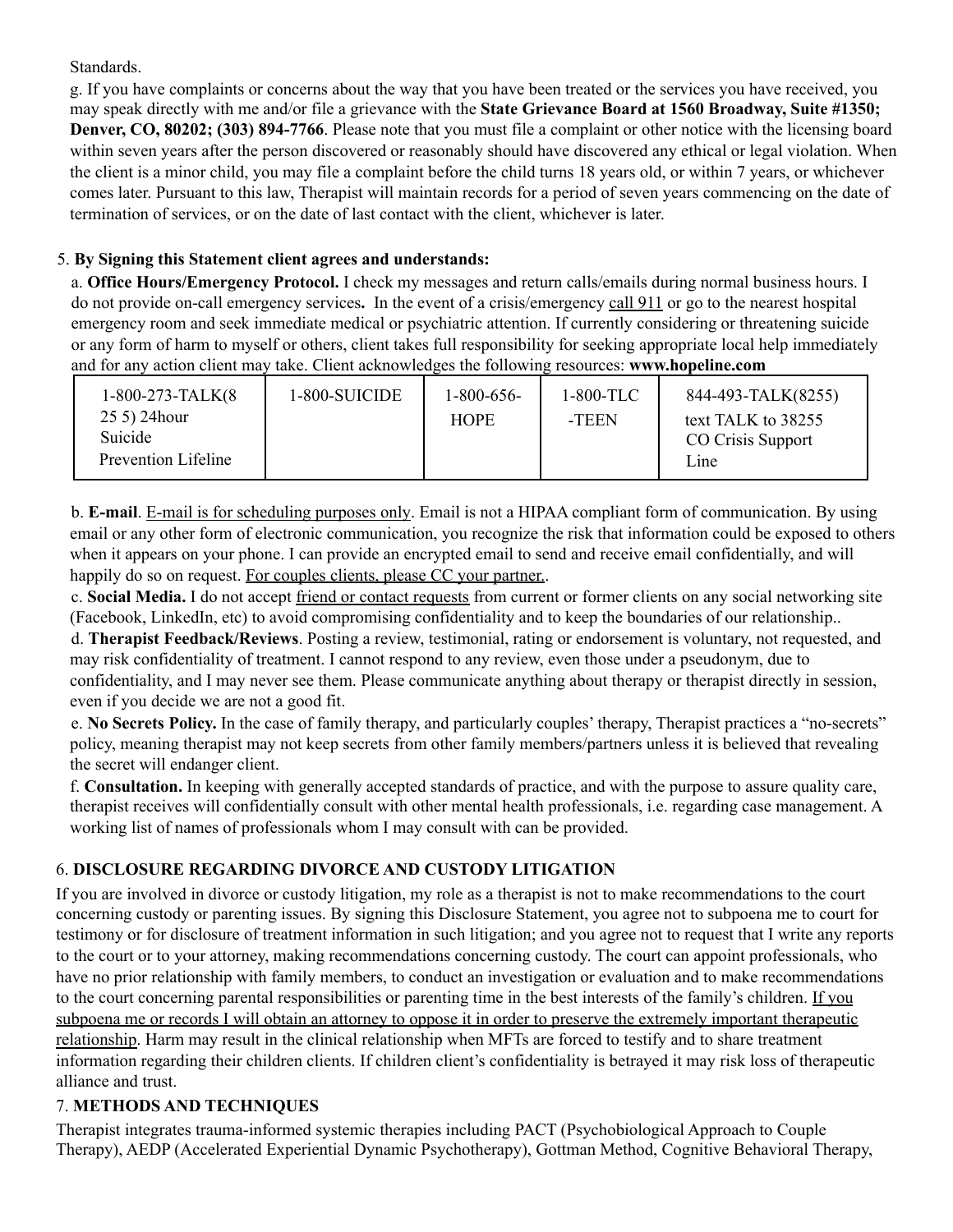Standards.

g. If you have complaints or concerns about the way that you have been treated or the services you have received, you may speak directly with me and/or file a grievance with the **State Grievance Board at 1560 Broadway, Suite #1350; Denver, CO, 80202; (303) 894-7766**. Please note that you must file a complaint or other notice with the licensing board within seven years after the person discovered or reasonably should have discovered any ethical or legal violation. When the client is a minor child, you may file a complaint before the child turns 18 years old, or within 7 years, or whichever comes later. Pursuant to this law, Therapist will maintain records for a period of seven years commencing on the date of termination of services, or on the date of last contact with the client, whichever is later.

5. **By Signing this Statement client agrees and understands:**

a. **Office Hours/Emergency Protocol.** I check my messages and return calls/emails during normal business hours. I do not provide on-call emergency services**.** In the event of a crisis/emergency call 911 or go to the nearest hospital emergency room and seek immediate medical or psychiatric attention. If currently considering or threatening suicide or any form of harm to myself or others, client takes full responsibility for seeking appropriate local help immediately and for any action client may take. Client acknowledges the following resources: **www.hopeline.com**

| 1-800-273-TALK(8255) 24hour Suicide Prevention Lifeline | 1-800-SUICIDE | 1-800-656-HOPE | 1-800-TLC-TEEN | 844-493-TALK(8255) text TALK to 38255 CO Crisis Support Line |
|---|---|---|---|---|

b. **E-mail**. E-mail is for scheduling purposes only. Email is not a HIPAA compliant form of communication. By using email or any other form of electronic communication, you recognize the risk that information could be exposed to others when it appears on your phone. I can provide an encrypted email to send and receive email confidentially, and will happily do so on request. For couples clients, please CC your partner..

c. **Social Media.** I do not accept friend or contact requests from current or former clients on any social networking site (Facebook, LinkedIn, etc) to avoid compromising confidentiality and to keep the boundaries of our relationship..

d. **Therapist Feedback/Reviews**. Posting a review, testimonial, rating or endorsement is voluntary, not requested, and may risk confidentiality of treatment. I cannot respond to any review, even those under a pseudonym, due to confidentiality, and I may never see them. Please communicate anything about therapy or therapist directly in session, even if you decide we are not a good fit.

e. **No Secrets Policy.** In the case of family therapy, and particularly couples' therapy, Therapist practices a "no-secrets" policy, meaning therapist may not keep secrets from other family members/partners unless it is believed that revealing the secret will endanger client.

f. **Consultation.** In keeping with generally accepted standards of practice, and with the purpose to assure quality care, therapist receives will confidentially consult with other mental health professionals, i.e. regarding case management. A working list of names of professionals whom I may consult with can be provided.

6. **DISCLOSURE REGARDING DIVORCE AND CUSTODY LITIGATION**

If you are involved in divorce or custody litigation, my role as a therapist is not to make recommendations to the court concerning custody or parenting issues. By signing this Disclosure Statement, you agree not to subpoena me to court for testimony or for disclosure of treatment information in such litigation; and you agree not to request that I write any reports to the court or to your attorney, making recommendations concerning custody. The court can appoint professionals, who have no prior relationship with family members, to conduct an investigation or evaluation and to make recommendations to the court concerning parental responsibilities or parenting time in the best interests of the family's children. If you subpoena me or records I will obtain an attorney to oppose it in order to preserve the extremely important therapeutic relationship. Harm may result in the clinical relationship when MFTs are forced to testify and to share treatment information regarding their children clients. If children client's confidentiality is betrayed it may risk loss of therapeutic alliance and trust.

7. **METHODS AND TECHNIQUES**

Therapist integrates trauma-informed systemic therapies including PACT (Psychobiological Approach to Couple Therapy), AEDP (Accelerated Experiential Dynamic Psychotherapy), Gottman Method, Cognitive Behavioral Therapy,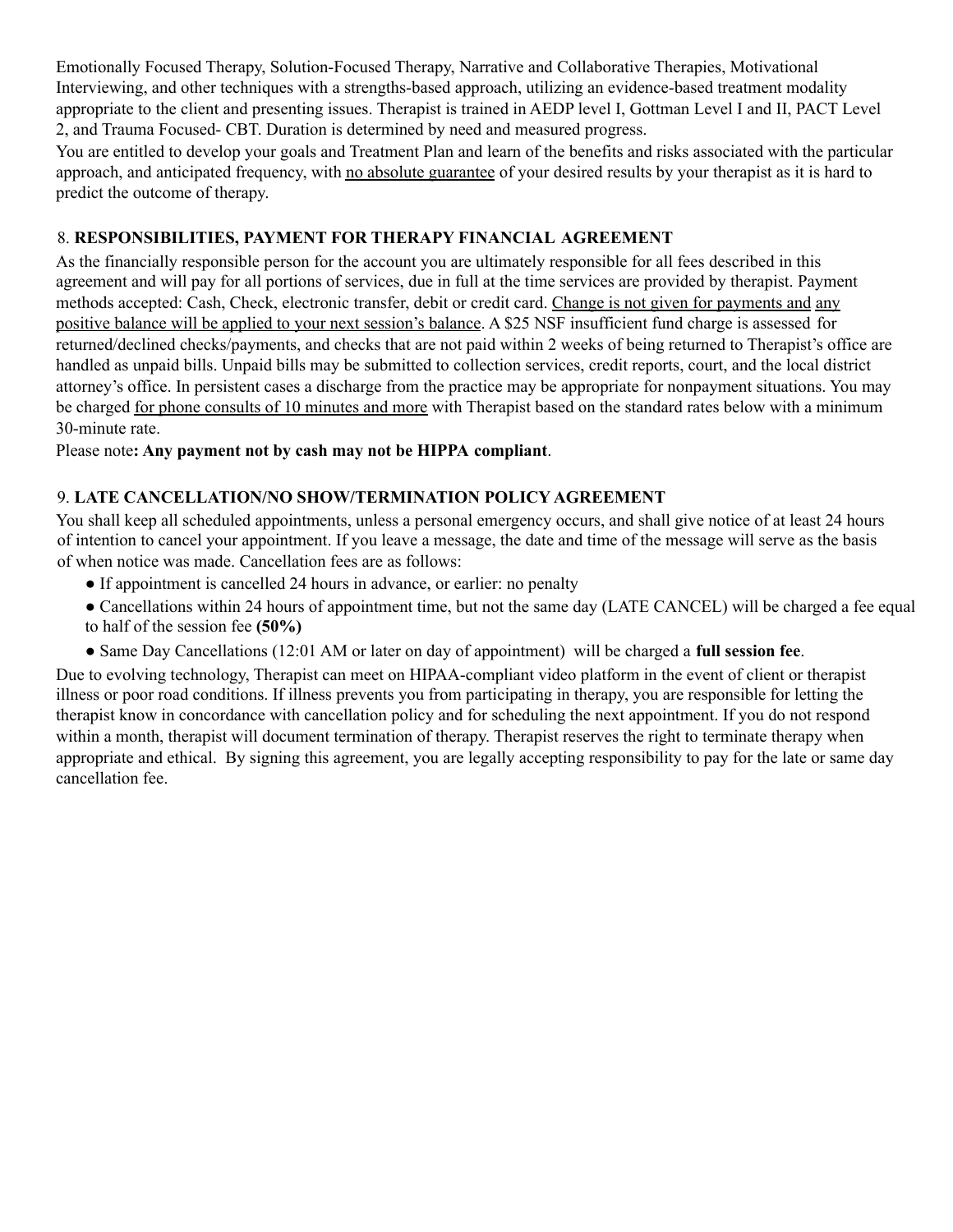Emotionally Focused Therapy, Solution-Focused Therapy, Narrative and Collaborative Therapies, Motivational Interviewing, and other techniques with a strengths-based approach, utilizing an evidence-based treatment modality appropriate to the client and presenting issues. Therapist is trained in AEDP level I, Gottman Level I and II, PACT Level 2, and Trauma Focused- CBT. Duration is determined by need and measured progress.

You are entitled to develop your goals and Treatment Plan and learn of the benefits and risks associated with the particular approach, and anticipated frequency, with <u>no absolute guarantee</u> of your desired results by your therapist as it is hard to predict the outcome of therapy.

## 8. RESPONSIBILITIES, PAYMENT FOR THERAPY FINANCIAL AGREEMENT

As the financially responsible person for the account you are ultimately responsible for all fees described in this agreement and will pay for all portions of services, due in full at the time services are provided by therapist. Payment methods accepted: Cash, Check, electronic transfer, debit or credit card. <u>Change is not given for payments and any positive balance will be applied to your next session's balance</u>. A $25 NSF insufficient fund charge is assessed for returned/declined checks/payments, and checks that are not paid within 2 weeks of being returned to Therapist's office are handled as unpaid bills. Unpaid bills may be submitted to collection services, credit reports, court, and the local district attorney's office. In persistent cases a discharge from the practice may be appropriate for nonpayment situations. You may be charged <u>for phone consults of 10 minutes and more</u> with Therapist based on the standard rates below with a minimum 30-minute rate.

Please note**: Any payment not by cash may not be HIPPA compliant**.

## 9. LATE CANCELLATION/NO SHOW/TERMINATION POLICY AGREEMENT

You shall keep all scheduled appointments, unless a personal emergency occurs, and shall give notice of at least 24 hours of intention to cancel your appointment. If you leave a message, the date and time of the message will serve as the basis of when notice was made. Cancellation fees are as follows:

- If appointment is cancelled 24 hours in advance, or earlier: no penalty
- Cancellations within 24 hours of appointment time, but not the same day (LATE CANCEL) will be charged a fee equal to half of the session fee **(50%)**
- Same Day Cancellations (12:01 AM or later on day of appointment) will be charged a **full session fee**.

Due to evolving technology, Therapist can meet on HIPAA-compliant video platform in the event of client or therapist illness or poor road conditions. If illness prevents you from participating in therapy, you are responsible for letting the therapist know in concordance with cancellation policy and for scheduling the next appointment. If you do not respond within a month, therapist will document termination of therapy. Therapist reserves the right to terminate therapy when appropriate and ethical. By signing this agreement, you are legally accepting responsibility to pay for the late or same day cancellation fee.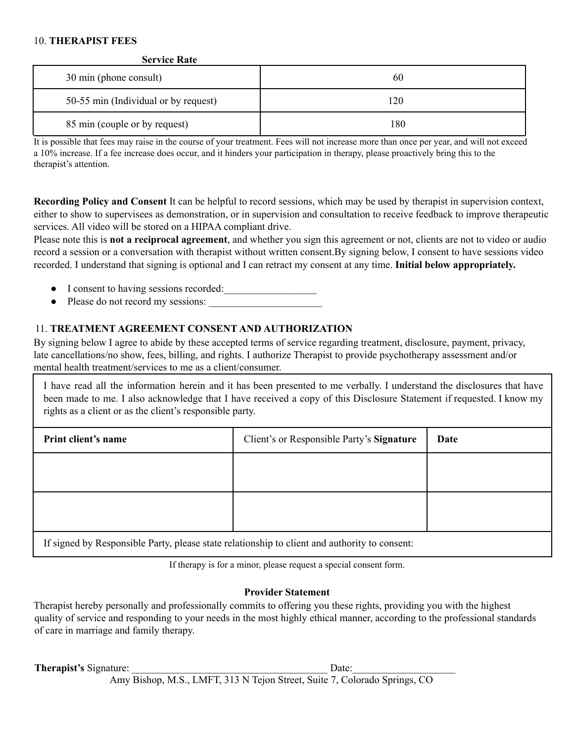10. **THERAPIST FEES**

| **Service** | **Rate** |
|---|---|
| 30 min (phone consult) | 60 |
| 50-55 min (Individual or by request) | 120 |
| 85 min (couple or by request) | 180 |

It is possible that fees may raise in the course of your treatment. Fees will not increase more than once per year, and will not exceed a 10% increase. If a fee increase does occur, and it hinders your participation in therapy, please proactively bring this to the therapist's attention.

**Recording Policy and Consent** It can be helpful to record sessions, which may be used by therapist in supervision context, either to show to supervisees as demonstration, or in supervision and consultation to receive feedback to improve therapeutic services. All video will be stored on a HIPAA compliant drive.

Please note this is **not a reciprocal agreement**, and whether you sign this agreement or not, clients are not to video or audio record a session or a conversation with therapist without written consent.By signing below, I consent to have sessions video recorded. I understand that signing is optional and I can retract my consent at any time. **Initial below appropriately.**

- I consent to having sessions recorded:__________________
- Please do not record my sessions: ______________________

11. **TREATMENT AGREEMENT CONSENT AND AUTHORIZATION**

By signing below I agree to abide by these accepted terms of service regarding treatment, disclosure, payment, privacy, late cancellations/no show, fees, billing, and rights. I authorize Therapist to provide psychotherapy assessment and/or mental health treatment/services to me as a client/consumer.

I have read all the information herein and it has been presented to me verbally. I understand the disclosures that have been made to me. I also acknowledge that I have received a copy of this Disclosure Statement if requested. I know my rights as a client or as the client's responsible party.

| **Print client's name** | Client's or Responsible Party's **Signature** | **Date** |
|---|---|---|
| | | |
| | | |

If signed by Responsible Party, please state relationship to client and authority to consent:

If therapy is for a minor, please request a special consent form.

**Provider Statement**

Therapist hereby personally and professionally commits to offering you these rights, providing you with the highest quality of service and responding to your needs in the most highly ethical manner, according to the professional standards of care in marriage and family therapy.

**Therapist's** Signature: _______________________________________ Date:____________________

Amy Bishop, M.S., LMFT, 313 N Tejon Street, Suite 7, Colorado Springs, CO